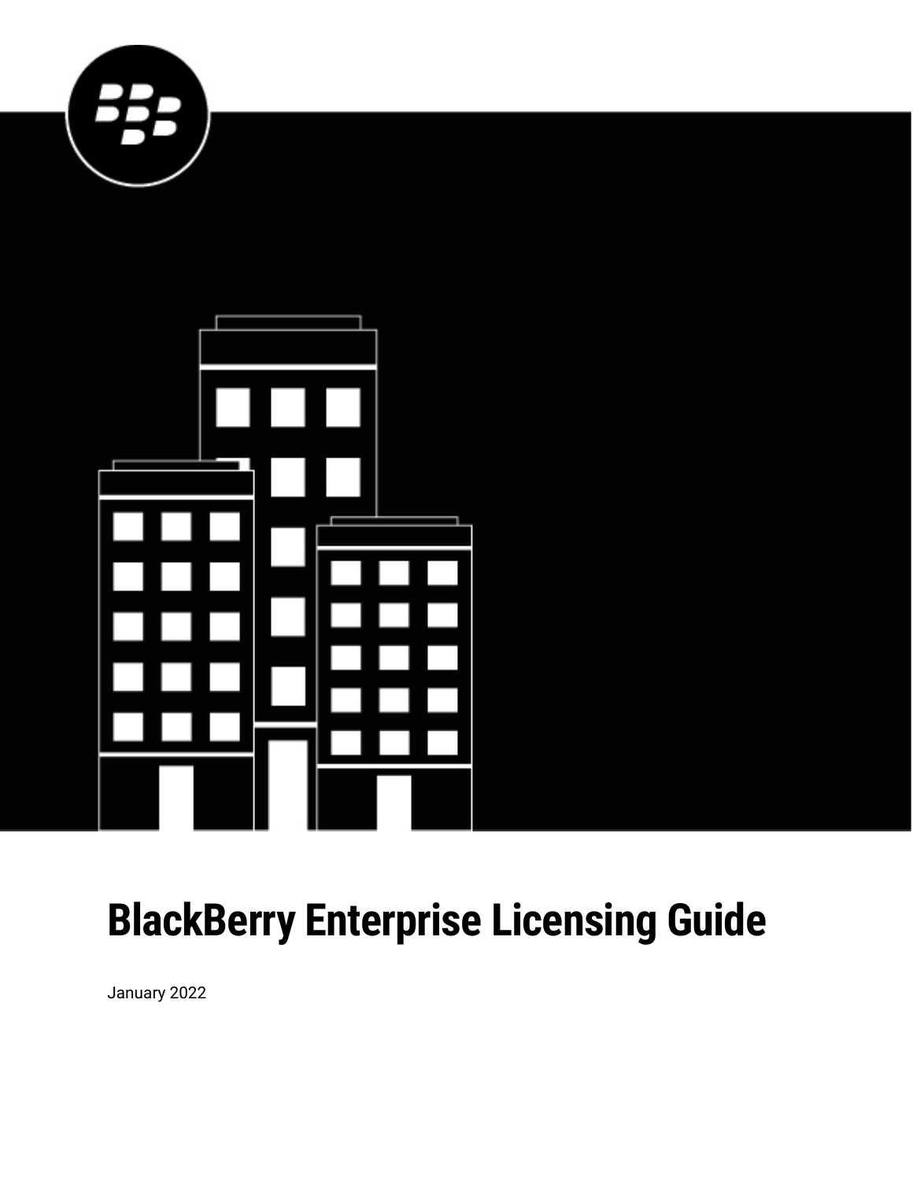# BlackBerry Enterprise Licensing Guide

January 2022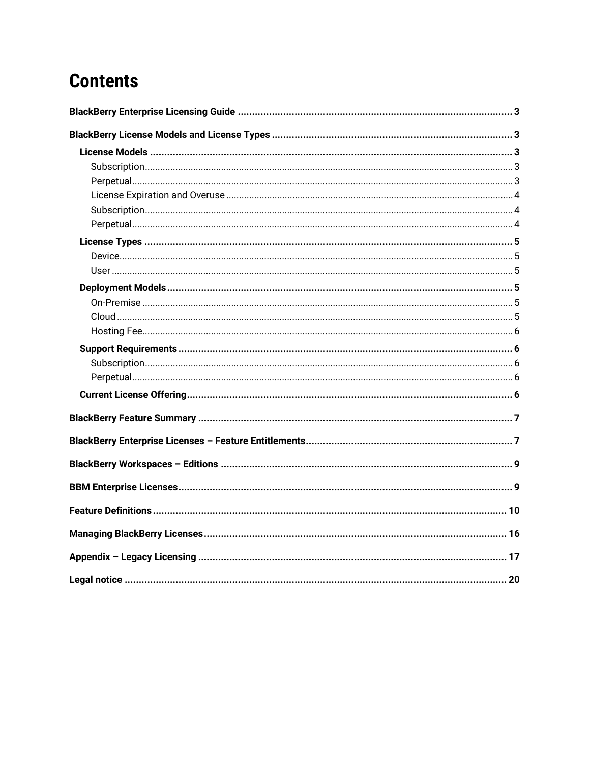# Contents

**BlackBerry Enterprise Licensing Guide** ........................................................................................ 3

**BlackBerry License Models and License Types** ............................................................................ 3

- **License Models** ........................................................................................................................ 3
  - Subscription ........................................................................................................................... 3
  - Perpetual ................................................................................................................................. 3
  - License Expiration and Overuse ............................................................................................. 4
  - Subscription ........................................................................................................................... 4
  - Perpetual ................................................................................................................................. 4
- **License Types** .......................................................................................................................... 5
  - Device ..................................................................................................................................... 5
  - User ........................................................................................................................................ 5
- **Deployment Models** .................................................................................................................. 5
  - On-Premise ............................................................................................................................. 5
  - Cloud ...................................................................................................................................... 5
  - Hosting Fee ............................................................................................................................. 6
- **Support Requirements** ............................................................................................................ 6
  - Subscription ........................................................................................................................... 6
  - Perpetual ................................................................................................................................. 6
- **Current License Offering** ......................................................................................................... 6

**BlackBerry Feature Summary** ....................................................................................................... 7

**BlackBerry Enterprise Licenses – Feature Entitlements** ................................................................ 7

**BlackBerry Workspaces – Editions** ............................................................................................... 9

**BBM Enterprise Licenses** .............................................................................................................. 9

**Feature Definitions** ...................................................................................................................... 10

**Managing BlackBerry Licenses** .................................................................................................... 16

**Appendix – Legacy Licensing** ...................................................................................................... 17

**Legal notice** ................................................................................................................................. 20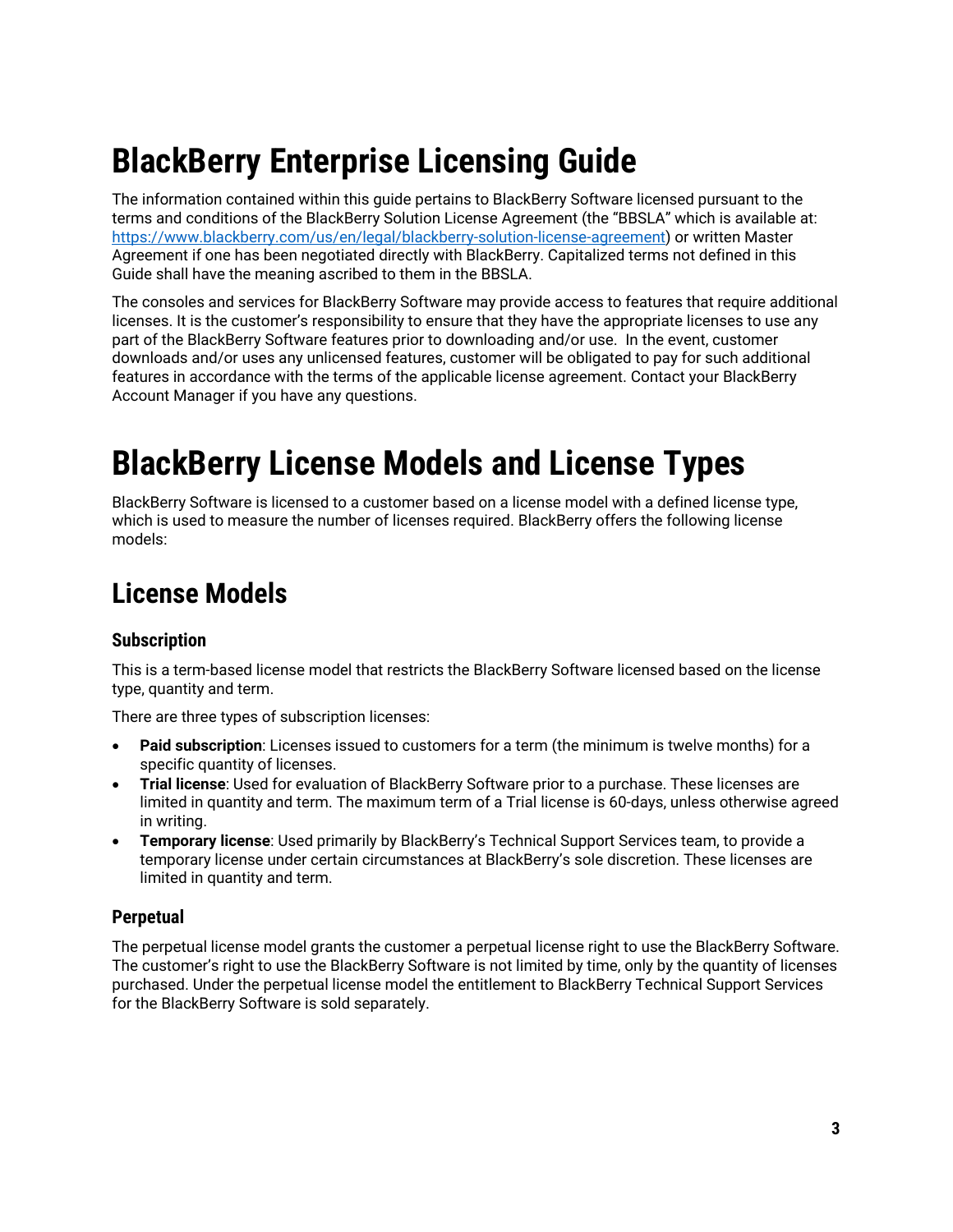# BlackBerry Enterprise Licensing Guide

The information contained within this guide pertains to BlackBerry Software licensed pursuant to the terms and conditions of the BlackBerry Solution License Agreement (the "BBSLA" which is available at: https://www.blackberry.com/us/en/legal/blackberry-solution-license-agreement) or written Master Agreement if one has been negotiated directly with BlackBerry. Capitalized terms not defined in this Guide shall have the meaning ascribed to them in the BBSLA.

The consoles and services for BlackBerry Software may provide access to features that require additional licenses. It is the customer's responsibility to ensure that they have the appropriate licenses to use any part of the BlackBerry Software features prior to downloading and/or use. In the event, customer downloads and/or uses any unlicensed features, customer will be obligated to pay for such additional features in accordance with the terms of the applicable license agreement. Contact your BlackBerry Account Manager if you have any questions.

# BlackBerry License Models and License Types

BlackBerry Software is licensed to a customer based on a license model with a defined license type, which is used to measure the number of licenses required. BlackBerry offers the following license models:

## License Models

### Subscription

This is a term-based license model that restricts the BlackBerry Software licensed based on the license type, quantity and term.

There are three types of subscription licenses:

- **Paid subscription**: Licenses issued to customers for a term (the minimum is twelve months) for a specific quantity of licenses.
- **Trial license**: Used for evaluation of BlackBerry Software prior to a purchase. These licenses are limited in quantity and term. The maximum term of a Trial license is 60-days, unless otherwise agreed in writing.
- **Temporary license**: Used primarily by BlackBerry's Technical Support Services team, to provide a temporary license under certain circumstances at BlackBerry's sole discretion. These licenses are limited in quantity and term.

### Perpetual

The perpetual license model grants the customer a perpetual license right to use the BlackBerry Software. The customer's right to use the BlackBerry Software is not limited by time, only by the quantity of licenses purchased. Under the perpetual license model the entitlement to BlackBerry Technical Support Services for the BlackBerry Software is sold separately.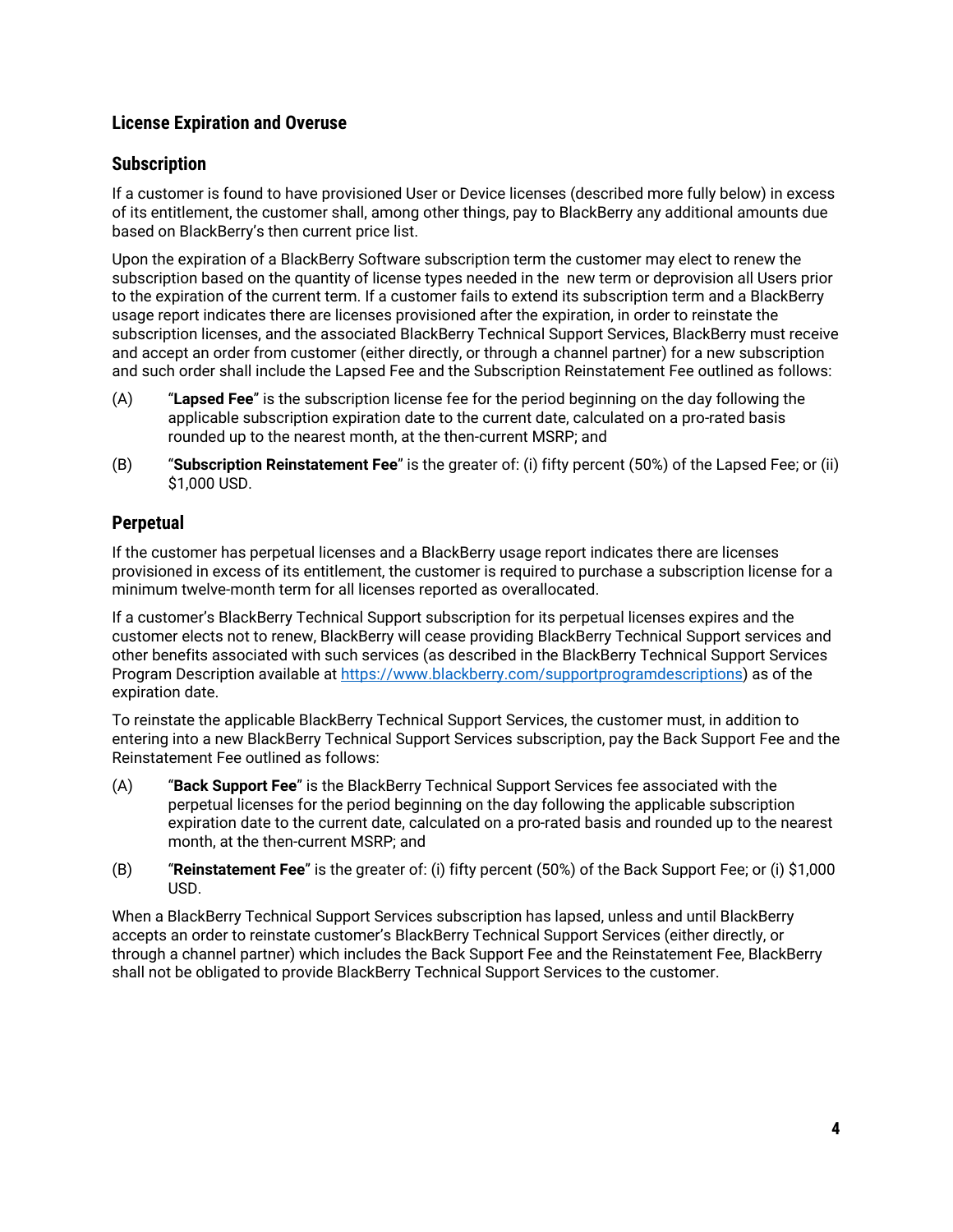## License Expiration and Overuse

### Subscription

If a customer is found to have provisioned User or Device licenses (described more fully below) in excess of its entitlement, the customer shall, among other things, pay to BlackBerry any additional amounts due based on BlackBerry's then current price list.

Upon the expiration of a BlackBerry Software subscription term the customer may elect to renew the subscription based on the quantity of license types needed in the new term or deprovision all Users prior to the expiration of the current term. If a customer fails to extend its subscription term and a BlackBerry usage report indicates there are licenses provisioned after the expiration, in order to reinstate the subscription licenses, and the associated BlackBerry Technical Support Services, BlackBerry must receive and accept an order from customer (either directly, or through a channel partner) for a new subscription and such order shall include the Lapsed Fee and the Subscription Reinstatement Fee outlined as follows:

(A) "**Lapsed Fee**" is the subscription license fee for the period beginning on the day following the applicable subscription expiration date to the current date, calculated on a pro-rated basis rounded up to the nearest month, at the then-current MSRP; and

(B) "**Subscription Reinstatement Fee**" is the greater of: (i) fifty percent (50%) of the Lapsed Fee; or (ii) $1,000 USD.

### Perpetual

If the customer has perpetual licenses and a BlackBerry usage report indicates there are licenses provisioned in excess of its entitlement, the customer is required to purchase a subscription license for a minimum twelve-month term for all licenses reported as overallocated.

If a customer's BlackBerry Technical Support subscription for its perpetual licenses expires and the customer elects not to renew, BlackBerry will cease providing BlackBerry Technical Support services and other benefits associated with such services (as described in the BlackBerry Technical Support Services Program Description available at [https://www.blackberry.com/supportprogramdescriptions](https://www.blackberry.com/supportprogramdescriptions)) as of the expiration date.

To reinstate the applicable BlackBerry Technical Support Services, the customer must, in addition to entering into a new BlackBerry Technical Support Services subscription, pay the Back Support Fee and the Reinstatement Fee outlined as follows:

(A) "**Back Support Fee**" is the BlackBerry Technical Support Services fee associated with the perpetual licenses for the period beginning on the day following the applicable subscription expiration date to the current date, calculated on a pro-rated basis and rounded up to the nearest month, at the then-current MSRP; and

(B) "**Reinstatement Fee**" is the greater of: (i) fifty percent (50%) of the Back Support Fee; or (i) $1,000 USD.

When a BlackBerry Technical Support Services subscription has lapsed, unless and until BlackBerry accepts an order to reinstate customer's BlackBerry Technical Support Services (either directly, or through a channel partner) which includes the Back Support Fee and the Reinstatement Fee, BlackBerry shall not be obligated to provide BlackBerry Technical Support Services to the customer.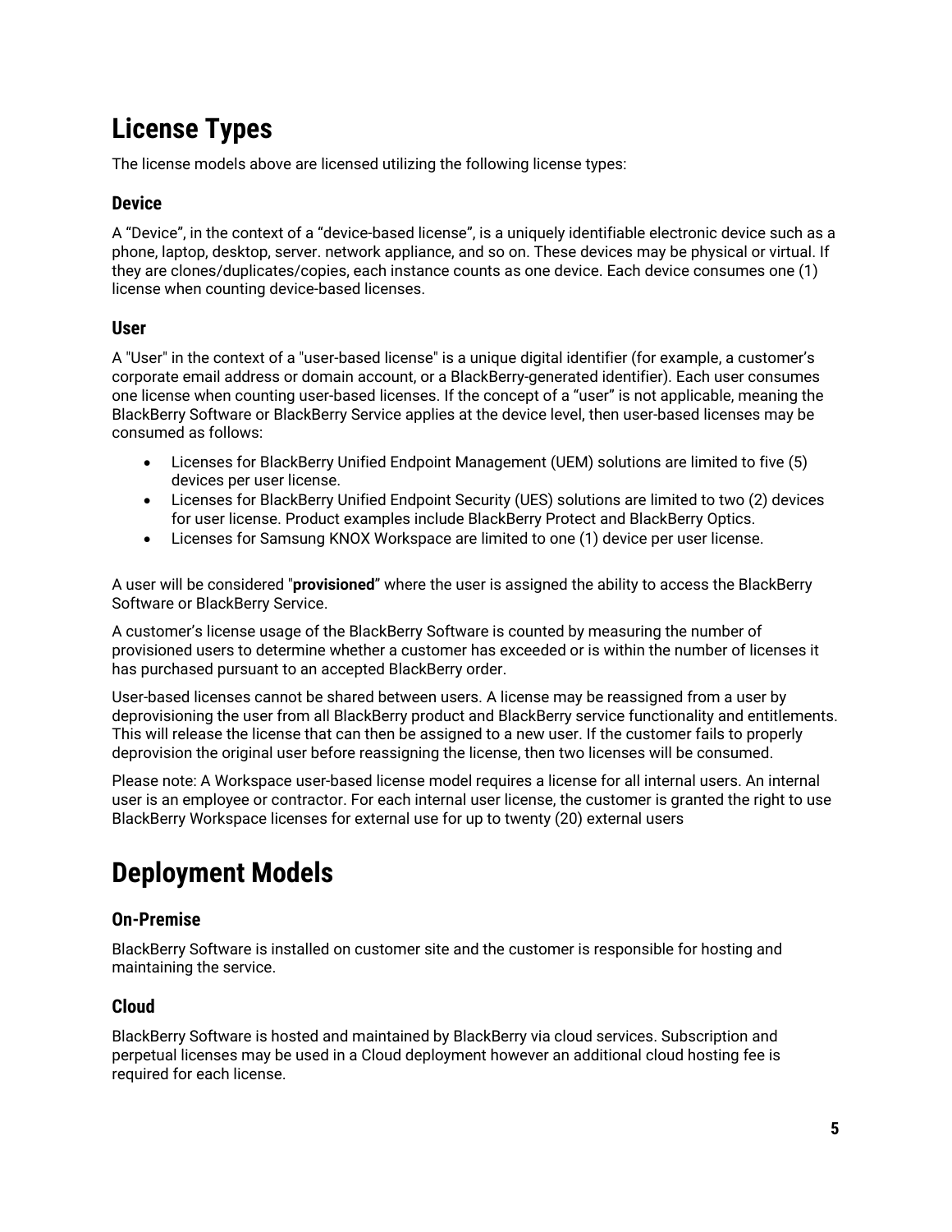# License Types

The license models above are licensed utilizing the following license types:

## Device

A “Device”, in the context of a “device-based license”, is a uniquely identifiable electronic device such as a phone, laptop, desktop, server. network appliance, and so on. These devices may be physical or virtual. If they are clones/duplicates/copies, each instance counts as one device. Each device consumes one (1) license when counting device-based licenses.

## User

A "User" in the context of a "user-based license" is a unique digital identifier (for example, a customer’s corporate email address or domain account, or a BlackBerry-generated identifier). Each user consumes one license when counting user-based licenses. If the concept of a “user” is not applicable, meaning the BlackBerry Software or BlackBerry Service applies at the device level, then user-based licenses may be consumed as follows:

- Licenses for BlackBerry Unified Endpoint Management (UEM) solutions are limited to five (5) devices per user license.
- Licenses for BlackBerry Unified Endpoint Security (UES) solutions are limited to two (2) devices for user license. Product examples include BlackBerry Protect and BlackBerry Optics.
- Licenses for Samsung KNOX Workspace are limited to one (1) device per user license.

A user will be considered "**provisioned**” where the user is assigned the ability to access the BlackBerry Software or BlackBerry Service.

A customer’s license usage of the BlackBerry Software is counted by measuring the number of provisioned users to determine whether a customer has exceeded or is within the number of licenses it has purchased pursuant to an accepted BlackBerry order.

User-based licenses cannot be shared between users. A license may be reassigned from a user by deprovisioning the user from all BlackBerry product and BlackBerry service functionality and entitlements. This will release the license that can then be assigned to a new user. If the customer fails to properly deprovision the original user before reassigning the license, then two licenses will be consumed.

Please note: A Workspace user-based license model requires a license for all internal users. An internal user is an employee or contractor. For each internal user license, the customer is granted the right to use BlackBerry Workspace licenses for external use for up to twenty (20) external users

# Deployment Models

## On-Premise

BlackBerry Software is installed on customer site and the customer is responsible for hosting and maintaining the service.

## Cloud

BlackBerry Software is hosted and maintained by BlackBerry via cloud services. Subscription and perpetual licenses may be used in a Cloud deployment however an additional cloud hosting fee is required for each license.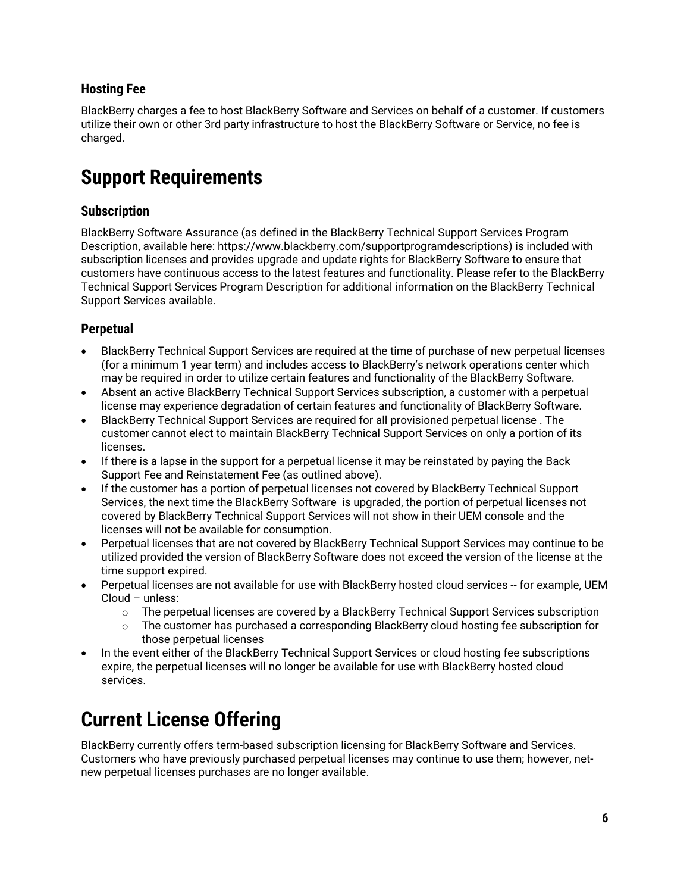### Hosting Fee

BlackBerry charges a fee to host BlackBerry Software and Services on behalf of a customer. If customers utilize their own or other 3rd party infrastructure to host the BlackBerry Software or Service, no fee is charged.

## Support Requirements

### Subscription

BlackBerry Software Assurance (as defined in the BlackBerry Technical Support Services Program Description, available here: https://www.blackberry.com/supportprogramdescriptions) is included with subscription licenses and provides upgrade and update rights for BlackBerry Software to ensure that customers have continuous access to the latest features and functionality. Please refer to the BlackBerry Technical Support Services Program Description for additional information on the BlackBerry Technical Support Services available.

### Perpetual

- BlackBerry Technical Support Services are required at the time of purchase of new perpetual licenses (for a minimum 1 year term) and includes access to BlackBerry's network operations center which may be required in order to utilize certain features and functionality of the BlackBerry Software.
- Absent an active BlackBerry Technical Support Services subscription, a customer with a perpetual license may experience degradation of certain features and functionality of BlackBerry Software.
- BlackBerry Technical Support Services are required for all provisioned perpetual license . The customer cannot elect to maintain BlackBerry Technical Support Services on only a portion of its licenses.
- If there is a lapse in the support for a perpetual license it may be reinstated by paying the Back Support Fee and Reinstatement Fee (as outlined above).
- If the customer has a portion of perpetual licenses not covered by BlackBerry Technical Support Services, the next time the BlackBerry Software is upgraded, the portion of perpetual licenses not covered by BlackBerry Technical Support Services will not show in their UEM console and the licenses will not be available for consumption.
- Perpetual licenses that are not covered by BlackBerry Technical Support Services may continue to be utilized provided the version of BlackBerry Software does not exceed the version of the license at the time support expired.
- Perpetual licenses are not available for use with BlackBerry hosted cloud services -- for example, UEM Cloud – unless:
  - The perpetual licenses are covered by a BlackBerry Technical Support Services subscription
  - The customer has purchased a corresponding BlackBerry cloud hosting fee subscription for those perpetual licenses
- In the event either of the BlackBerry Technical Support Services or cloud hosting fee subscriptions expire, the perpetual licenses will no longer be available for use with BlackBerry hosted cloud services.

## Current License Offering

BlackBerry currently offers term-based subscription licensing for BlackBerry Software and Services. Customers who have previously purchased perpetual licenses may continue to use them; however, net-new perpetual licenses purchases are no longer available.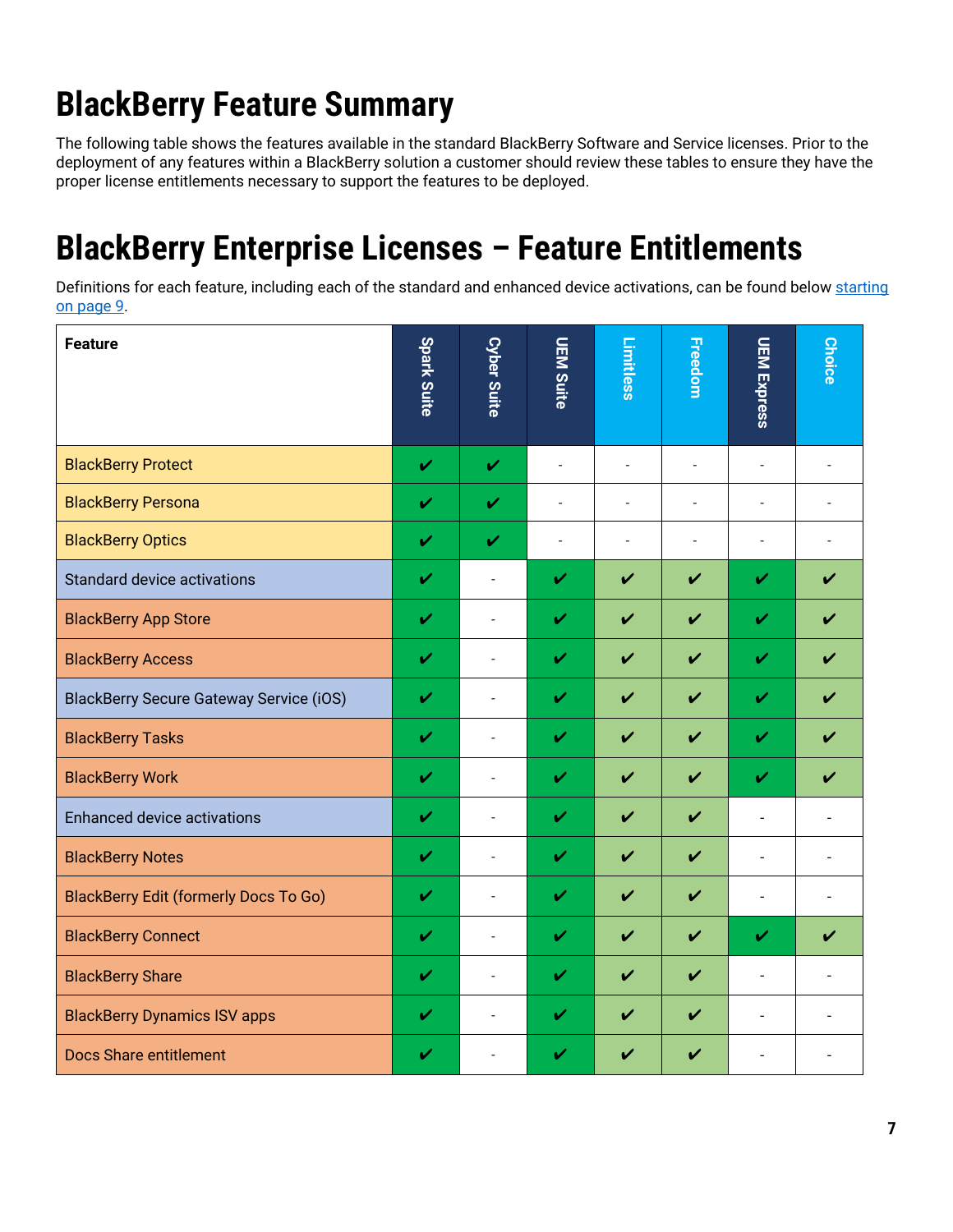# BlackBerry Feature Summary

The following table shows the features available in the standard BlackBerry Software and Service licenses. Prior to the deployment of any features within a BlackBerry solution a customer should review these tables to ensure they have the proper license entitlements necessary to support the features to be deployed.

# BlackBerry Enterprise Licenses – Feature Entitlements

Definitions for each feature, including each of the standard and enhanced device activations, can be found below [starting on page 9](#).

| Feature | Spark Suite | Cyber Suite | UEM Suite | Limitless | Freedom | UEM Express | Choice |
|---|---|---|---|---|---|---|---|
| BlackBerry Protect | ✔ | ✔ | - | - | - | - | - |
| BlackBerry Persona | ✔ | ✔ | - | - | - | - | - |
| BlackBerry Optics | ✔ | ✔ | - | - | - | - | - |
| Standard device activations | ✔ | - | ✔ | ✔ | ✔ | ✔ | ✔ |
| BlackBerry App Store | ✔ | - | ✔ | ✔ | ✔ | ✔ | ✔ |
| BlackBerry Access | ✔ | - | ✔ | ✔ | ✔ | ✔ | ✔ |
| BlackBerry Secure Gateway Service (iOS) | ✔ | - | ✔ | ✔ | ✔ | ✔ | ✔ |
| BlackBerry Tasks | ✔ | - | ✔ | ✔ | ✔ | ✔ | ✔ |
| BlackBerry Work | ✔ | - | ✔ | ✔ | ✔ | ✔ | ✔ |
| Enhanced device activations | ✔ | - | ✔ | ✔ | ✔ | - | - |
| BlackBerry Notes | ✔ | - | ✔ | ✔ | ✔ | - | - |
| BlackBerry Edit (formerly Docs To Go) | ✔ | - | ✔ | ✔ | ✔ | - | - |
| BlackBerry Connect | ✔ | - | ✔ | ✔ | ✔ | ✔ | ✔ |
| BlackBerry Share | ✔ | - | ✔ | ✔ | ✔ | - | - |
| BlackBerry Dynamics ISV apps | ✔ | - | ✔ | ✔ | ✔ | - | - |
| Docs Share entitlement | ✔ | - | ✔ | ✔ | ✔ | - | - |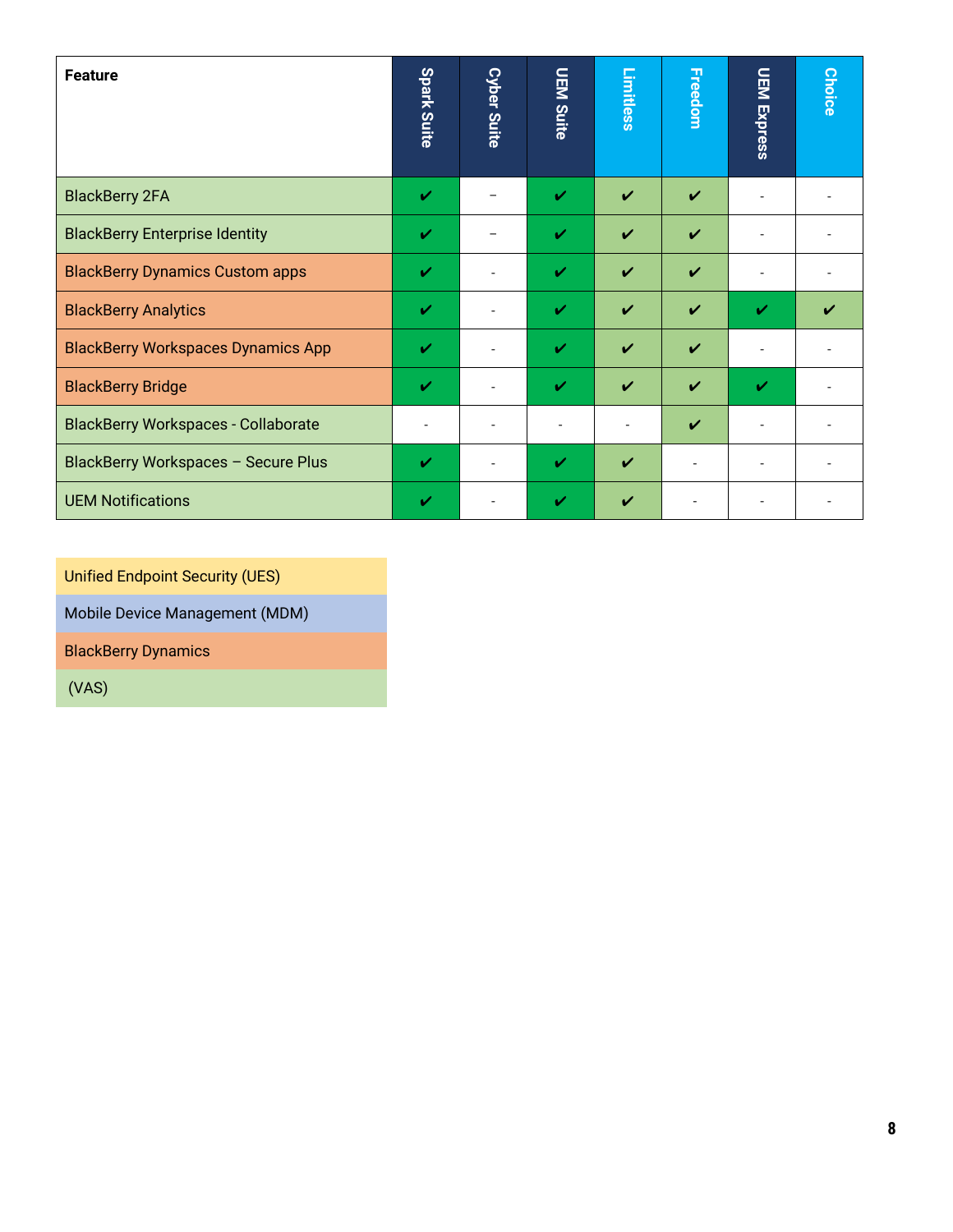| Feature | Spark Suite | Cyber Suite | UEM Suite | Limitless | Freedom | UEM Express | Choice |
|---|---|---|---|---|---|---|---|
| BlackBerry 2FA | ✔ | – | ✔ | ✔ | ✔ | - | - |
| BlackBerry Enterprise Identity | ✔ | – | ✔ | ✔ | ✔ | - | - |
| BlackBerry Dynamics Custom apps | ✔ | - | ✔ | ✔ | ✔ | - | - |
| BlackBerry Analytics | ✔ | - | ✔ | ✔ | ✔ | ✔ | ✔ |
| BlackBerry Workspaces Dynamics App | ✔ | - | ✔ | ✔ | ✔ | - | - |
| BlackBerry Bridge | ✔ | - | ✔ | ✔ | ✔ | ✔ | - |
| BlackBerry Workspaces - Collaborate | - | - | - | - | ✔ | - | - |
| BlackBerry Workspaces – Secure Plus | ✔ | - | ✔ | ✔ | - | - | - |
| UEM Notifications | ✔ | - | ✔ | ✔ | - | - | - |

| Legend |
|---|
| Unified Endpoint Security (UES) |
| Mobile Device Management (MDM) |
| BlackBerry Dynamics |
| (VAS) |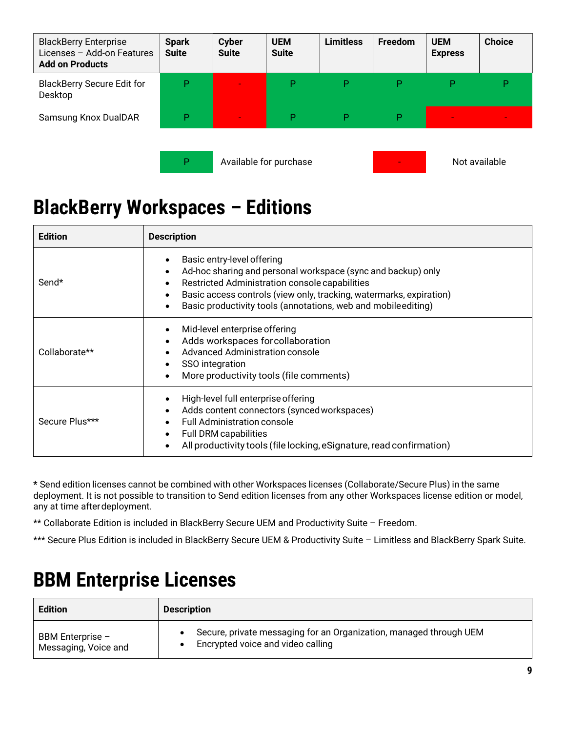| BlackBerry Enterprise Licenses – Add-on Features **Add on Products** | **Spark Suite** | **Cyber Suite** | **UEM Suite** | **Limitless** | **Freedom** | **UEM Express** | **Choice** |
|---|---|---|---|---|---|---|---|
| BlackBerry Secure Edit for Desktop | P | - | P | P | P | P | P |
| Samsung Knox DualDAR | P | - | P | P | P | - | - |

| P | Available for purchase | - | Not available |
|---|---|---|---|

# BlackBerry Workspaces – Editions

| **Edition** | **Description** |
|---|---|
| Send* | • Basic entry-level offering<br>• Ad-hoc sharing and personal workspace (sync and backup) only<br>• Restricted Administration console capabilities<br>• Basic access controls (view only, tracking, watermarks, expiration)<br>• Basic productivity tools (annotations, web and mobile editing) |
| Collaborate** | • Mid-level enterprise offering<br>• Adds workspaces for collaboration<br>• Advanced Administration console<br>• SSO integration<br>• More productivity tools (file comments) |
| Secure Plus*** | • High-level full enterprise offering<br>• Adds content connectors (synced workspaces)<br>• Full Administration console<br>• Full DRM capabilities<br>• All productivity tools (file locking, eSignature, read confirmation) |

* Send edition licenses cannot be combined with other Workspaces licenses (Collaborate/Secure Plus) in the same deployment. It is not possible to transition to Send edition licenses from any other Workspaces license edition or model, any at time after deployment.

** Collaborate Edition is included in BlackBerry Secure UEM and Productivity Suite – Freedom.

*** Secure Plus Edition is included in BlackBerry Secure UEM & Productivity Suite – Limitless and BlackBerry Spark Suite.

# BBM Enterprise Licenses

| **Edition** | **Description** |
|---|---|
| BBM Enterprise – Messaging, Voice and | • Secure, private messaging for an Organization, managed through UEM<br>• Encrypted voice and video calling |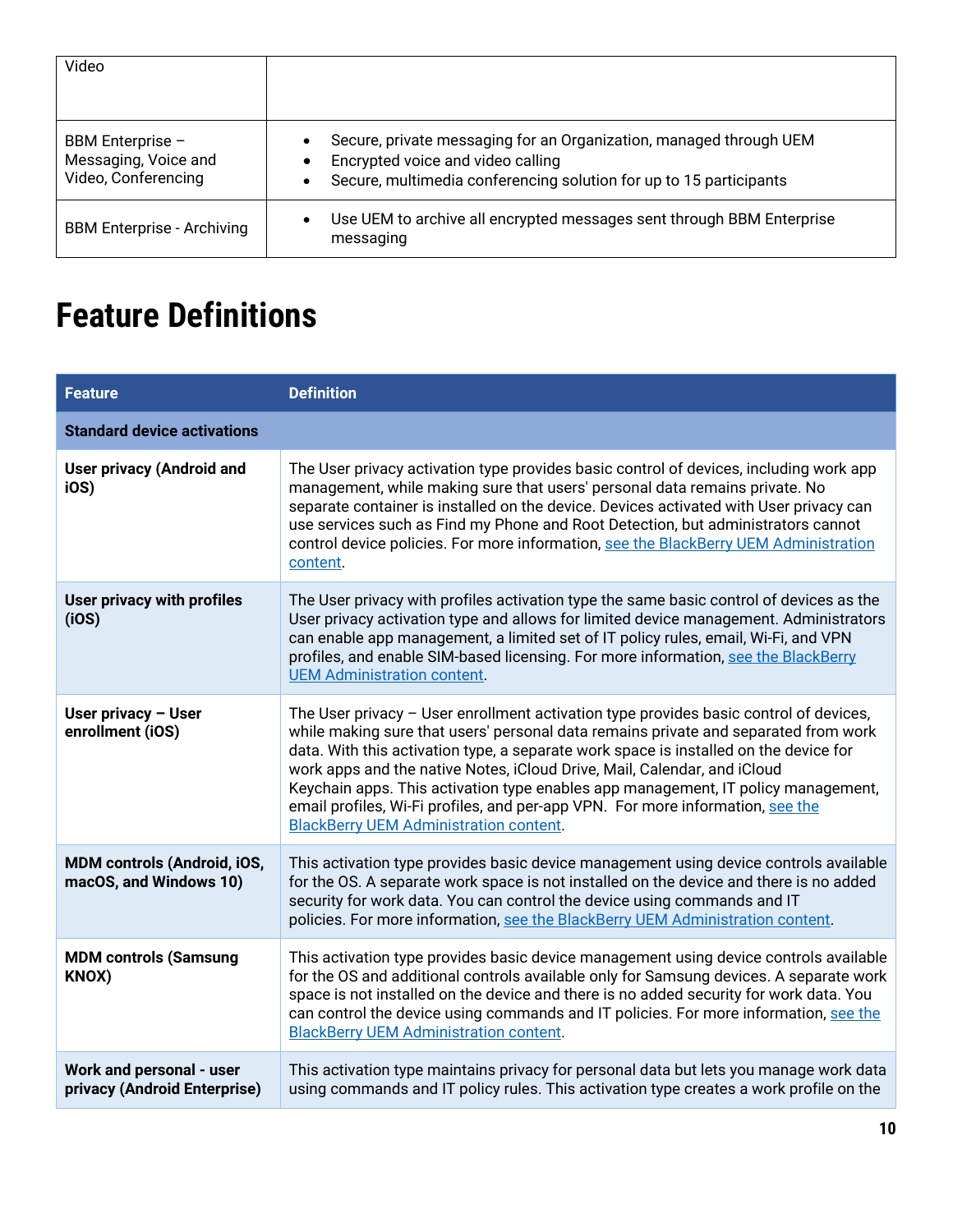| | |
|---|---|
| Video | |
| BBM Enterprise – Messaging, Voice and Video, Conferencing | • Secure, private messaging for an Organization, managed through UEM<br>• Encrypted voice and video calling<br>• Secure, multimedia conferencing solution for up to 15 participants |
| BBM Enterprise - Archiving | • Use UEM to archive all encrypted messages sent through BBM Enterprise messaging |

# Feature Definitions

| Feature | Definition |
|---|---|
| **Standard device activations** | |
| **User privacy (Android and iOS)** | The User privacy activation type provides basic control of devices, including work app management, while making sure that users' personal data remains private. No separate container is installed on the device. Devices activated with User privacy can use services such as Find my Phone and Root Detection, but administrators cannot control device policies. For more information, [see the BlackBerry UEM Administration content](). |
| **User privacy with profiles (iOS)** | The User privacy with profiles activation type the same basic control of devices as the User privacy activation type and allows for limited device management. Administrators can enable app management, a limited set of IT policy rules, email, Wi-Fi, and VPN profiles, and enable SIM-based licensing. For more information, [see the BlackBerry UEM Administration content](). |
| **User privacy – User enrollment (iOS)** | The User privacy – User enrollment activation type provides basic control of devices, while making sure that users' personal data remains private and separated from work data. With this activation type, a separate work space is installed on the device for work apps and the native Notes, iCloud Drive, Mail, Calendar, and iCloud Keychain apps. This activation type enables app management, IT policy management, email profiles, Wi-Fi profiles, and per-app VPN. For more information, [see the BlackBerry UEM Administration content](). |
| **MDM controls (Android, iOS, macOS, and Windows 10)** | This activation type provides basic device management using device controls available for the OS. A separate work space is not installed on the device and there is no added security for work data. You can control the device using commands and IT policies. For more information, [see the BlackBerry UEM Administration content](). |
| **MDM controls (Samsung KNOX)** | This activation type provides basic device management using device controls available for the OS and additional controls available only for Samsung devices. A separate work space is not installed on the device and there is no added security for work data. You can control the device using commands and IT policies. For more information, [see the BlackBerry UEM Administration content](). |
| **Work and personal - user privacy (Android Enterprise)** | This activation type maintains privacy for personal data but lets you manage work data using commands and IT policy rules. This activation type creates a work profile on the |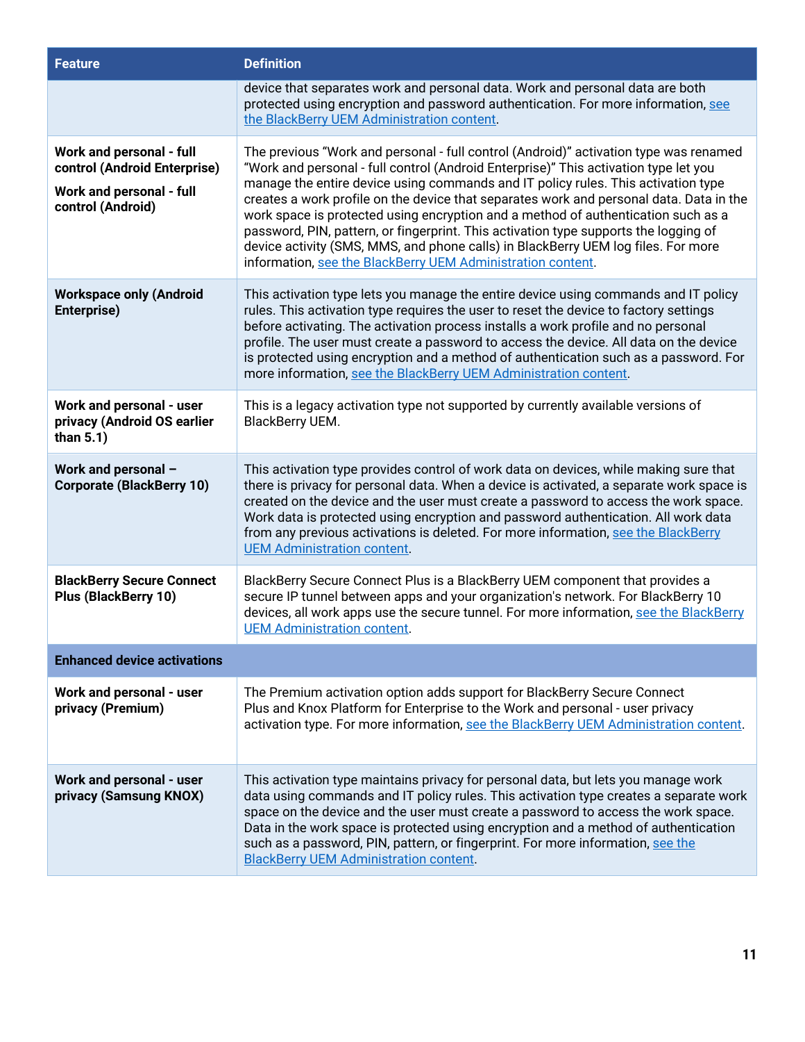| Feature | Definition |
| --- | --- |
| | device that separates work and personal data. Work and personal data are both protected using encryption and password authentication. For more information, see the BlackBerry UEM Administration content. |
| **Work and personal - full control (Android Enterprise)**<br>**Work and personal - full control (Android)** | The previous "Work and personal - full control (Android)" activation type was renamed "Work and personal - full control (Android Enterprise)" This activation type let you manage the entire device using commands and IT policy rules. This activation type creates a work profile on the device that separates work and personal data. Data in the work space is protected using encryption and a method of authentication such as a password, PIN, pattern, or fingerprint. This activation type supports the logging of device activity (SMS, MMS, and phone calls) in BlackBerry UEM log files. For more information, see the BlackBerry UEM Administration content. |
| **Workspace only (Android Enterprise)** | This activation type lets you manage the entire device using commands and IT policy rules. This activation type requires the user to reset the device to factory settings before activating. The activation process installs a work profile and no personal profile. The user must create a password to access the device. All data on the device is protected using encryption and a method of authentication such as a password. For more information, see the BlackBerry UEM Administration content. |
| **Work and personal - user privacy (Android OS earlier than 5.1)** | This is a legacy activation type not supported by currently available versions of BlackBerry UEM. |
| **Work and personal – Corporate (BlackBerry 10)** | This activation type provides control of work data on devices, while making sure that there is privacy for personal data. When a device is activated, a separate work space is created on the device and the user must create a password to access the work space. Work data is protected using encryption and password authentication. All work data from any previous activations is deleted. For more information, see the BlackBerry UEM Administration content. |
| **BlackBerry Secure Connect Plus (BlackBerry 10)** | BlackBerry Secure Connect Plus is a BlackBerry UEM component that provides a secure IP tunnel between apps and your organization's network. For BlackBerry 10 devices, all work apps use the secure tunnel. For more information, see the BlackBerry UEM Administration content. |
| **Enhanced device activations** | |
| **Work and personal - user privacy (Premium)** | The Premium activation option adds support for BlackBerry Secure Connect Plus and Knox Platform for Enterprise to the Work and personal - user privacy activation type. For more information, see the BlackBerry UEM Administration content. |
| **Work and personal - user privacy (Samsung KNOX)** | This activation type maintains privacy for personal data, but lets you manage work data using commands and IT policy rules. This activation type creates a separate work space on the device and the user must create a password to access the work space. Data in the work space is protected using encryption and a method of authentication such as a password, PIN, pattern, or fingerprint. For more information, see the BlackBerry UEM Administration content. |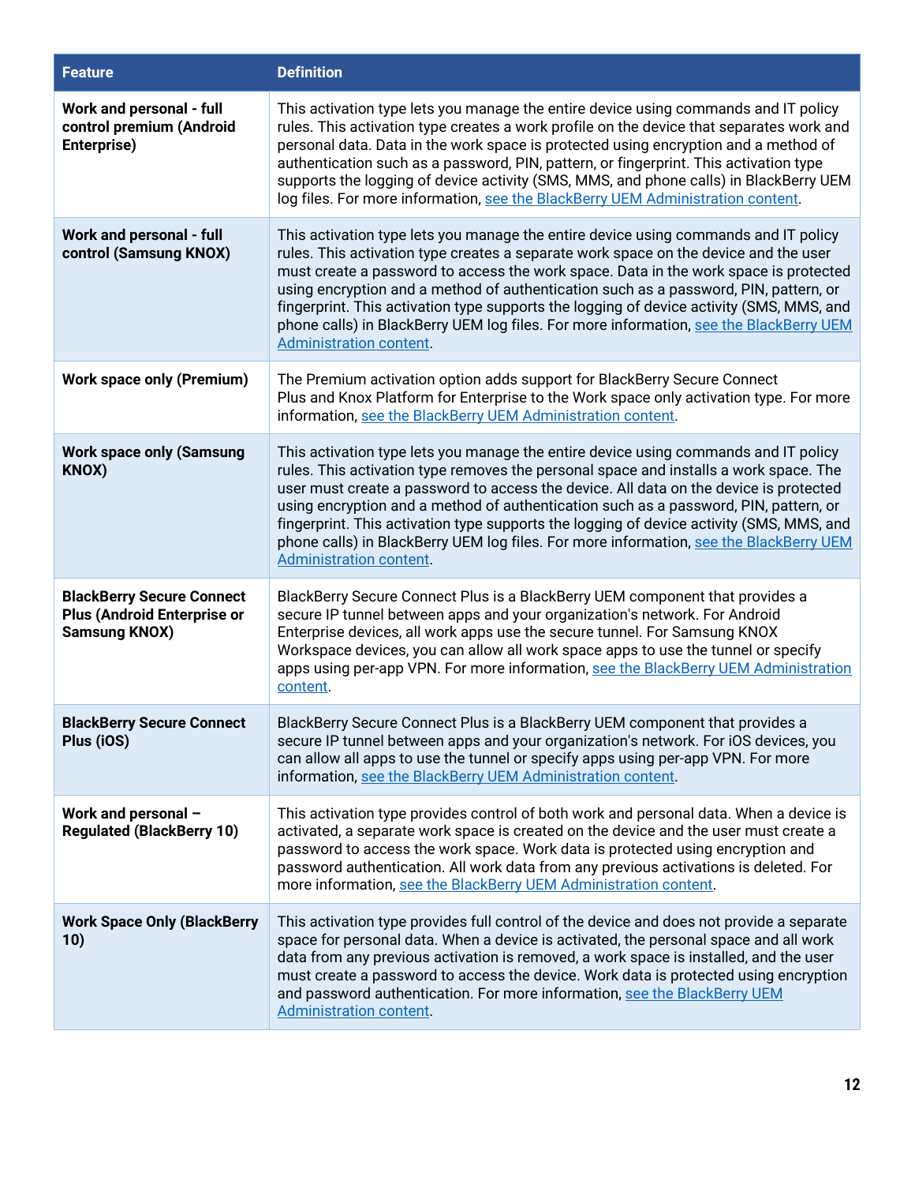| Feature | Definition |
| --- | --- |
| **Work and personal - full control premium (Android Enterprise)** | This activation type lets you manage the entire device using commands and IT policy rules. This activation type creates a work profile on the device that separates work and personal data. Data in the work space is protected using encryption and a method of authentication such as a password, PIN, pattern, or fingerprint. This activation type supports the logging of device activity (SMS, MMS, and phone calls) in BlackBerry UEM log files. For more information, see the BlackBerry UEM Administration content. |
| **Work and personal - full control (Samsung KNOX)** | This activation type lets you manage the entire device using commands and IT policy rules. This activation type creates a separate work space on the device and the user must create a password to access the work space. Data in the work space is protected using encryption and a method of authentication such as a password, PIN, pattern, or fingerprint. This activation type supports the logging of device activity (SMS, MMS, and phone calls) in BlackBerry UEM log files. For more information, see the BlackBerry UEM Administration content. |
| **Work space only (Premium)** | The Premium activation option adds support for BlackBerry Secure Connect Plus and Knox Platform for Enterprise to the Work space only activation type. For more information, see the BlackBerry UEM Administration content. |
| **Work space only (Samsung KNOX)** | This activation type lets you manage the entire device using commands and IT policy rules. This activation type removes the personal space and installs a work space. The user must create a password to access the device. All data on the device is protected using encryption and a method of authentication such as a password, PIN, pattern, or fingerprint. This activation type supports the logging of device activity (SMS, MMS, and phone calls) in BlackBerry UEM log files. For more information, see the BlackBerry UEM Administration content. |
| **BlackBerry Secure Connect Plus (Android Enterprise or Samsung KNOX)** | BlackBerry Secure Connect Plus is a BlackBerry UEM component that provides a secure IP tunnel between apps and your organization's network. For Android Enterprise devices, all work apps use the secure tunnel. For Samsung KNOX Workspace devices, you can allow all work space apps to use the tunnel or specify apps using per-app VPN. For more information, see the BlackBerry UEM Administration content. |
| **BlackBerry Secure Connect Plus (iOS)** | BlackBerry Secure Connect Plus is a BlackBerry UEM component that provides a secure IP tunnel between apps and your organization's network. For iOS devices, you can allow all apps to use the tunnel or specify apps using per-app VPN. For more information, see the BlackBerry UEM Administration content. |
| **Work and personal – Regulated (BlackBerry 10)** | This activation type provides control of both work and personal data. When a device is activated, a separate work space is created on the device and the user must create a password to access the work space. Work data is protected using encryption and password authentication. All work data from any previous activations is deleted. For more information, see the BlackBerry UEM Administration content. |
| **Work Space Only (BlackBerry 10)** | This activation type provides full control of the device and does not provide a separate space for personal data. When a device is activated, the personal space and all work data from any previous activation is removed, a work space is installed, and the user must create a password to access the device. Work data is protected using encryption and password authentication. For more information, see the BlackBerry UEM Administration content. |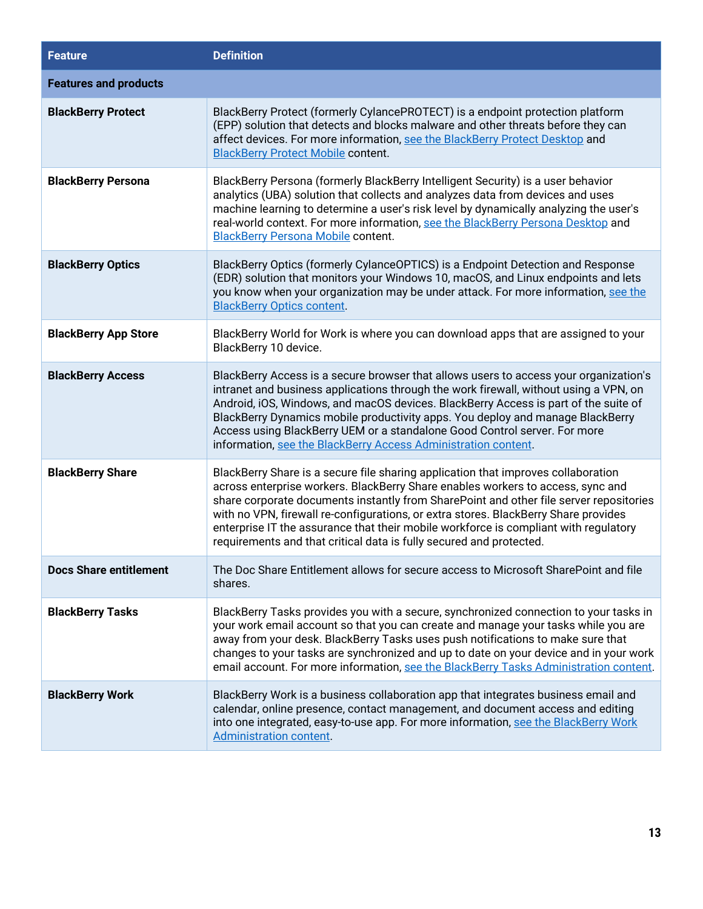| Feature | Definition |
| --- | --- |
| **Features and products** | |
| **BlackBerry Protect** | BlackBerry Protect (formerly CylancePROTECT) is a endpoint protection platform (EPP) solution that detects and blocks malware and other threats before they can affect devices. For more information, see the BlackBerry Protect Desktop and BlackBerry Protect Mobile content. |
| **BlackBerry Persona** | BlackBerry Persona (formerly BlackBerry Intelligent Security) is a user behavior analytics (UBA) solution that collects and analyzes data from devices and uses machine learning to determine a user's risk level by dynamically analyzing the user's real-world context. For more information, see the BlackBerry Persona Desktop and BlackBerry Persona Mobile content. |
| **BlackBerry Optics** | BlackBerry Optics (formerly CylanceOPTICS) is a Endpoint Detection and Response (EDR) solution that monitors your Windows 10, macOS, and Linux endpoints and lets you know when your organization may be under attack. For more information, see the BlackBerry Optics content. |
| **BlackBerry App Store** | BlackBerry World for Work is where you can download apps that are assigned to your BlackBerry 10 device. |
| **BlackBerry Access** | BlackBerry Access is a secure browser that allows users to access your organization's intranet and business applications through the work firewall, without using a VPN, on Android, iOS, Windows, and macOS devices. BlackBerry Access is part of the suite of BlackBerry Dynamics mobile productivity apps. You deploy and manage BlackBerry Access using BlackBerry UEM or a standalone Good Control server. For more information, see the BlackBerry Access Administration content. |
| **BlackBerry Share** | BlackBerry Share is a secure file sharing application that improves collaboration across enterprise workers. BlackBerry Share enables workers to access, sync and share corporate documents instantly from SharePoint and other file server repositories with no VPN, firewall re-configurations, or extra stores. BlackBerry Share provides enterprise IT the assurance that their mobile workforce is compliant with regulatory requirements and that critical data is fully secured and protected. |
| **Docs Share entitlement** | The Doc Share Entitlement allows for secure access to Microsoft SharePoint and file shares. |
| **BlackBerry Tasks** | BlackBerry Tasks provides you with a secure, synchronized connection to your tasks in your work email account so that you can create and manage your tasks while you are away from your desk. BlackBerry Tasks uses push notifications to make sure that changes to your tasks are synchronized and up to date on your device and in your work email account. For more information, see the BlackBerry Tasks Administration content. |
| **BlackBerry Work** | BlackBerry Work is a business collaboration app that integrates business email and calendar, online presence, contact management, and document access and editing into one integrated, easy-to-use app. For more information, see the BlackBerry Work Administration content. |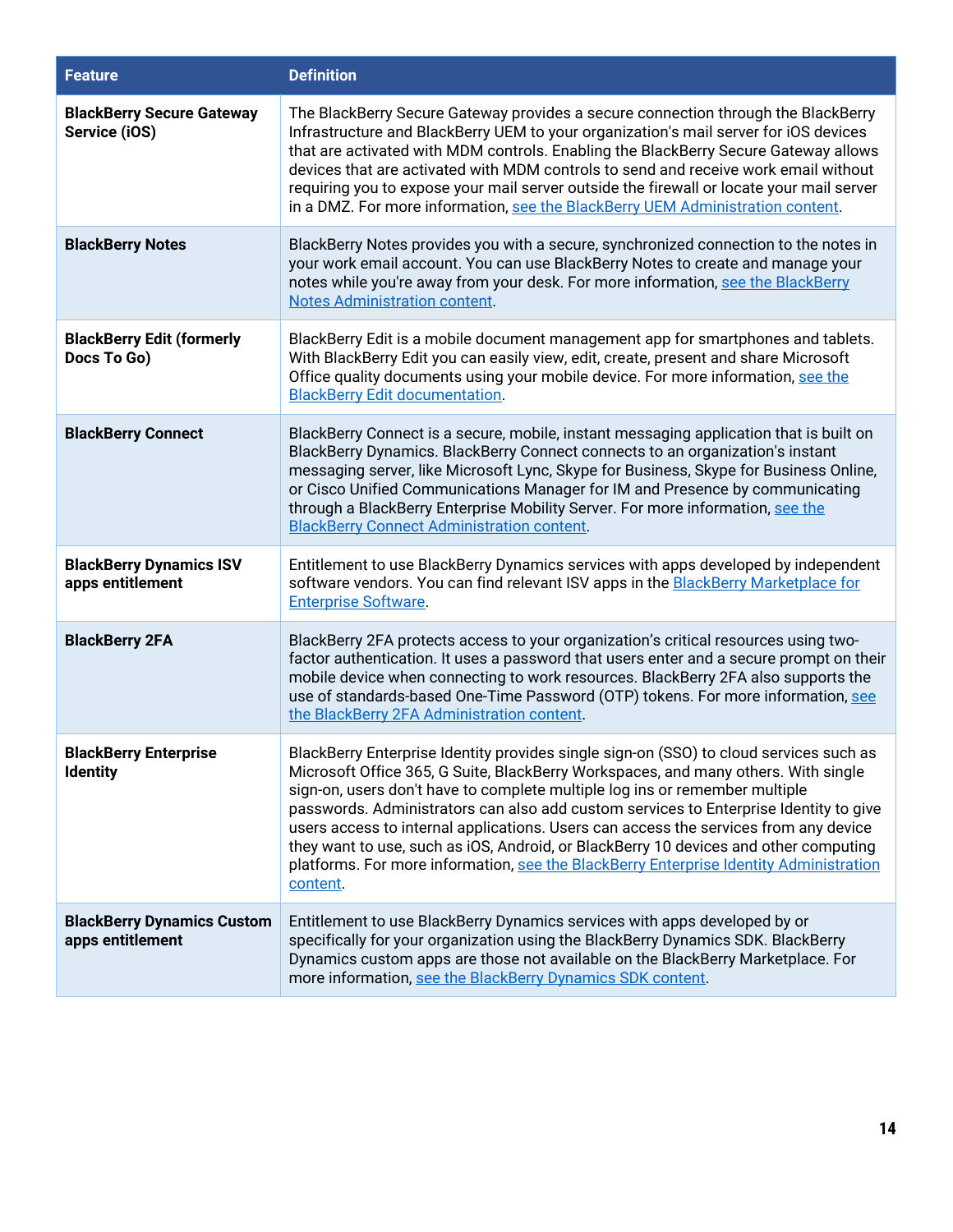| Feature | Definition |
| --- | --- |
| **BlackBerry Secure Gateway Service (iOS)** | The BlackBerry Secure Gateway provides a secure connection through the BlackBerry Infrastructure and BlackBerry UEM to your organization's mail server for iOS devices that are activated with MDM controls. Enabling the BlackBerry Secure Gateway allows devices that are activated with MDM controls to send and receive work email without requiring you to expose your mail server outside the firewall or locate your mail server in a DMZ. For more information, see the BlackBerry UEM Administration content. |
| **BlackBerry Notes** | BlackBerry Notes provides you with a secure, synchronized connection to the notes in your work email account. You can use BlackBerry Notes to create and manage your notes while you're away from your desk. For more information, see the BlackBerry Notes Administration content. |
| **BlackBerry Edit (formerly Docs To Go)** | BlackBerry Edit is a mobile document management app for smartphones and tablets. With BlackBerry Edit you can easily view, edit, create, present and share Microsoft Office quality documents using your mobile device. For more information, see the BlackBerry Edit documentation. |
| **BlackBerry Connect** | BlackBerry Connect is a secure, mobile, instant messaging application that is built on BlackBerry Dynamics. BlackBerry Connect connects to an organization's instant messaging server, like Microsoft Lync, Skype for Business, Skype for Business Online, or Cisco Unified Communications Manager for IM and Presence by communicating through a BlackBerry Enterprise Mobility Server. For more information, see the BlackBerry Connect Administration content. |
| **BlackBerry Dynamics ISV apps entitlement** | Entitlement to use BlackBerry Dynamics services with apps developed by independent software vendors. You can find relevant ISV apps in the BlackBerry Marketplace for Enterprise Software. |
| **BlackBerry 2FA** | BlackBerry 2FA protects access to your organization's critical resources using two-factor authentication. It uses a password that users enter and a secure prompt on their mobile device when connecting to work resources. BlackBerry 2FA also supports the use of standards-based One-Time Password (OTP) tokens. For more information, see the BlackBerry 2FA Administration content. |
| **BlackBerry Enterprise Identity** | BlackBerry Enterprise Identity provides single sign-on (SSO) to cloud services such as Microsoft Office 365, G Suite, BlackBerry Workspaces, and many others. With single sign-on, users don't have to complete multiple log ins or remember multiple passwords. Administrators can also add custom services to Enterprise Identity to give users access to internal applications. Users can access the services from any device they want to use, such as iOS, Android, or BlackBerry 10 devices and other computing platforms. For more information, see the BlackBerry Enterprise Identity Administration content. |
| **BlackBerry Dynamics Custom apps entitlement** | Entitlement to use BlackBerry Dynamics services with apps developed by or specifically for your organization using the BlackBerry Dynamics SDK. BlackBerry Dynamics custom apps are those not available on the BlackBerry Marketplace. For more information, see the BlackBerry Dynamics SDK content. |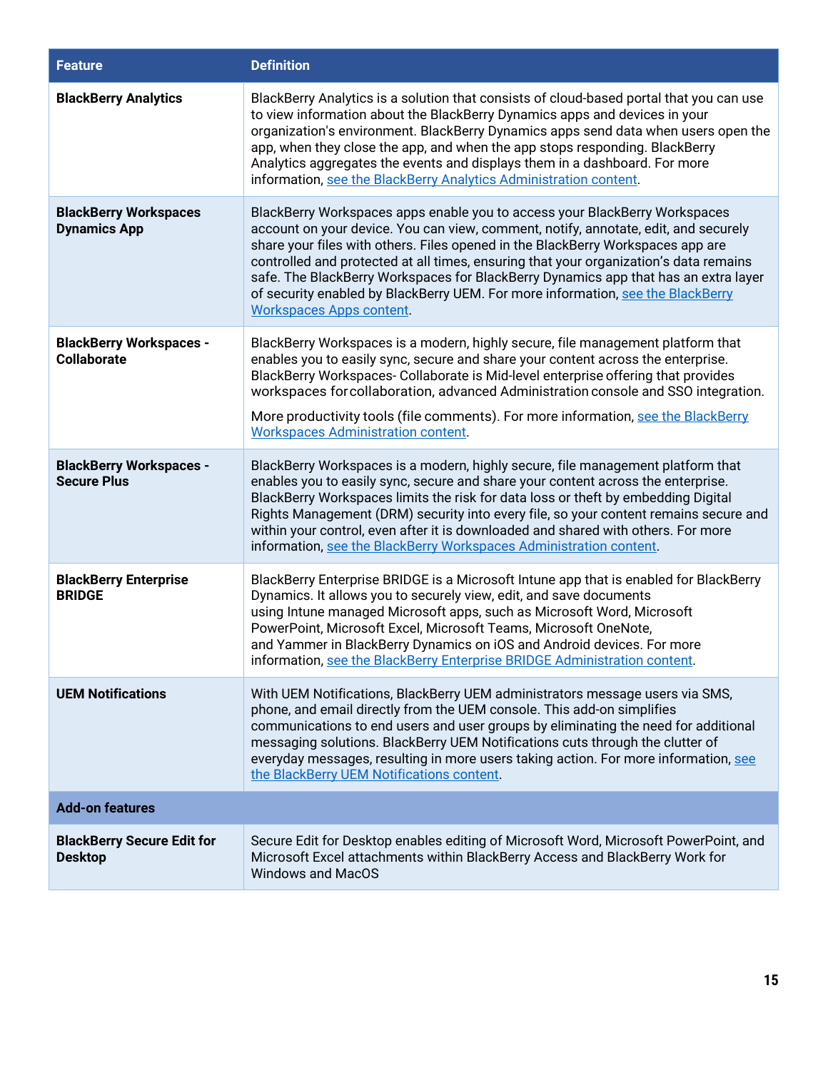| Feature | Definition |
| --- | --- |
| **BlackBerry Analytics** | BlackBerry Analytics is a solution that consists of cloud-based portal that you can use to view information about the BlackBerry Dynamics apps and devices in your organization's environment. BlackBerry Dynamics apps send data when users open the app, when they close the app, and when the app stops responding. BlackBerry Analytics aggregates the events and displays them in a dashboard. For more information, see the BlackBerry Analytics Administration content. |
| **BlackBerry Workspaces Dynamics App** | BlackBerry Workspaces apps enable you to access your BlackBerry Workspaces account on your device. You can view, comment, notify, annotate, edit, and securely share your files with others. Files opened in the BlackBerry Workspaces app are controlled and protected at all times, ensuring that your organization's data remains safe. The BlackBerry Workspaces for BlackBerry Dynamics app that has an extra layer of security enabled by BlackBerry UEM. For more information, see the BlackBerry Workspaces Apps content. |
| **BlackBerry Workspaces - Collaborate** | BlackBerry Workspaces is a modern, highly secure, file management platform that enables you to easily sync, secure and share your content across the enterprise. BlackBerry Workspaces- Collaborate is Mid-level enterprise offering that provides workspaces for collaboration, advanced Administration console and SSO integration.<br><br>More productivity tools (file comments). For more information, see the BlackBerry Workspaces Administration content. |
| **BlackBerry Workspaces - Secure Plus** | BlackBerry Workspaces is a modern, highly secure, file management platform that enables you to easily sync, secure and share your content across the enterprise. BlackBerry Workspaces limits the risk for data loss or theft by embedding Digital Rights Management (DRM) security into every file, so your content remains secure and within your control, even after it is downloaded and shared with others. For more information, see the BlackBerry Workspaces Administration content. |
| **BlackBerry Enterprise BRIDGE** | BlackBerry Enterprise BRIDGE is a Microsoft Intune app that is enabled for BlackBerry Dynamics. It allows you to securely view, edit, and save documents using Intune managed Microsoft apps, such as Microsoft Word, Microsoft PowerPoint, Microsoft Excel, Microsoft Teams, Microsoft OneNote, and Yammer in BlackBerry Dynamics on iOS and Android devices. For more information, see the BlackBerry Enterprise BRIDGE Administration content. |
| **UEM Notifications** | With UEM Notifications, BlackBerry UEM administrators message users via SMS, phone, and email directly from the UEM console. This add-on simplifies communications to end users and user groups by eliminating the need for additional messaging solutions. BlackBerry UEM Notifications cuts through the clutter of everyday messages, resulting in more users taking action. For more information, see the BlackBerry UEM Notifications content. |
| **Add-on features** | |
| **BlackBerry Secure Edit for Desktop** | Secure Edit for Desktop enables editing of Microsoft Word, Microsoft PowerPoint, and Microsoft Excel attachments within BlackBerry Access and BlackBerry Work for Windows and MacOS |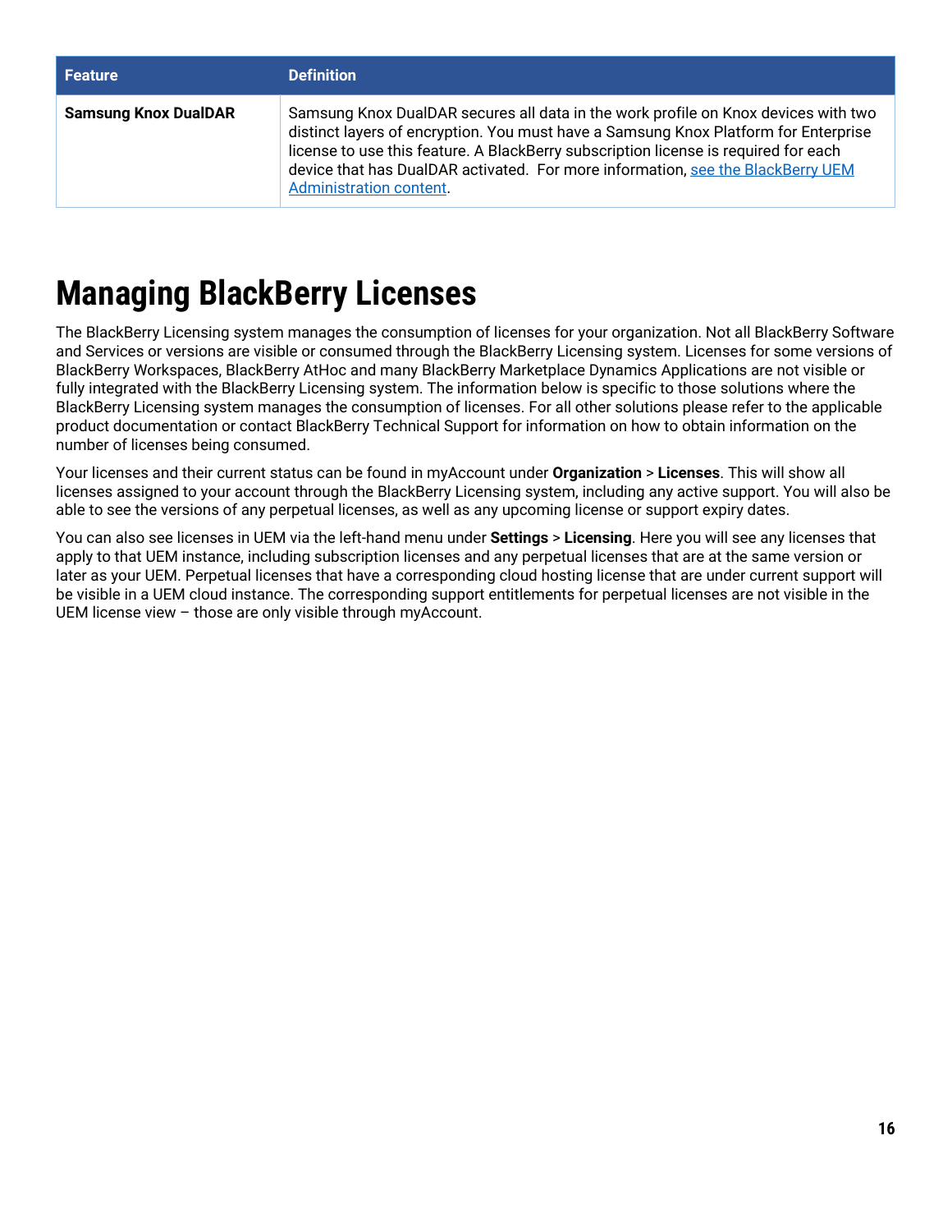| Feature | Definition |
| --- | --- |
| **Samsung Knox DualDAR** | Samsung Knox DualDAR secures all data in the work profile on Knox devices with two distinct layers of encryption. You must have a Samsung Knox Platform for Enterprise license to use this feature. A BlackBerry subscription license is required for each device that has DualDAR activated. For more information, [see the BlackBerry UEM Administration content](). |

# Managing BlackBerry Licenses

The BlackBerry Licensing system manages the consumption of licenses for your organization. Not all BlackBerry Software and Services or versions are visible or consumed through the BlackBerry Licensing system. Licenses for some versions of BlackBerry Workspaces, BlackBerry AtHoc and many BlackBerry Marketplace Dynamics Applications are not visible or fully integrated with the BlackBerry Licensing system. The information below is specific to those solutions where the BlackBerry Licensing system manages the consumption of licenses. For all other solutions please refer to the applicable product documentation or contact BlackBerry Technical Support for information on how to obtain information on the number of licenses being consumed.

Your licenses and their current status can be found in myAccount under **Organization** > **Licenses**. This will show all licenses assigned to your account through the BlackBerry Licensing system, including any active support. You will also be able to see the versions of any perpetual licenses, as well as any upcoming license or support expiry dates.

You can also see licenses in UEM via the left-hand menu under **Settings** > **Licensing**. Here you will see any licenses that apply to that UEM instance, including subscription licenses and any perpetual licenses that are at the same version or later as your UEM. Perpetual licenses that have a corresponding cloud hosting license that are under current support will be visible in a UEM cloud instance. The corresponding support entitlements for perpetual licenses are not visible in the UEM license view – those are only visible through myAccount.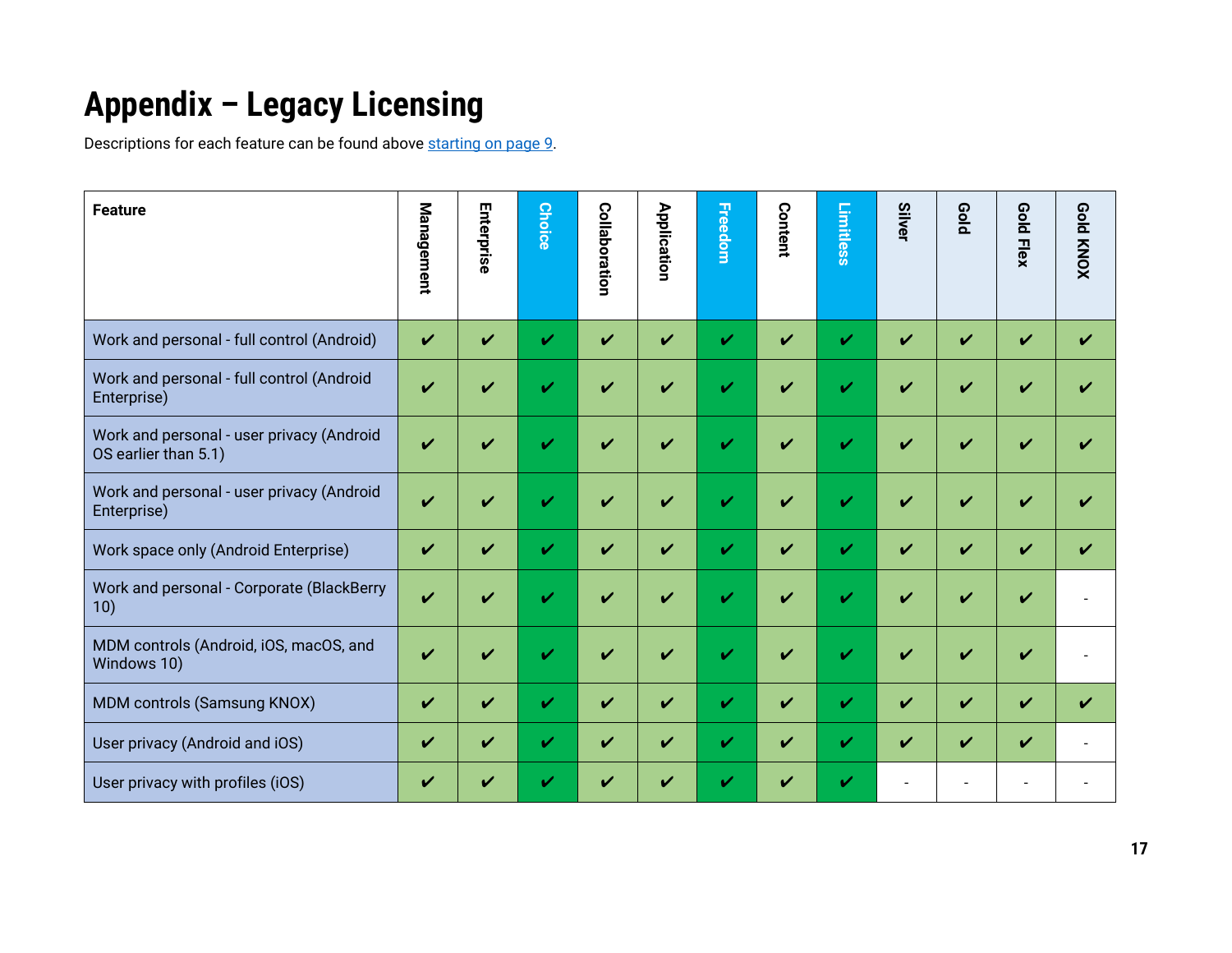# Appendix – Legacy Licensing

Descriptions for each feature can be found above starting on page 9.

| Feature | Management | Enterprise | Choice | Collaboration | Application | Freedom | Content | Limitless | Silver | Gold | Gold Flex | Gold KNOX |
|---|---|---|---|---|---|---|---|---|---|---|---|---|
| Work and personal - full control (Android) | ✔ | ✔ | ✔ | ✔ | ✔ | ✔ | ✔ | ✔ | ✔ | ✔ | ✔ | ✔ |
| Work and personal - full control (Android Enterprise) | ✔ | ✔ | ✔ | ✔ | ✔ | ✔ | ✔ | ✔ | ✔ | ✔ | ✔ | ✔ |
| Work and personal - user privacy (Android OS earlier than 5.1) | ✔ | ✔ | ✔ | ✔ | ✔ | ✔ | ✔ | ✔ | ✔ | ✔ | ✔ | ✔ |
| Work and personal - user privacy (Android Enterprise) | ✔ | ✔ | ✔ | ✔ | ✔ | ✔ | ✔ | ✔ | ✔ | ✔ | ✔ | ✔ |
| Work space only (Android Enterprise) | ✔ | ✔ | ✔ | ✔ | ✔ | ✔ | ✔ | ✔ | ✔ | ✔ | ✔ | ✔ |
| Work and personal - Corporate (BlackBerry 10) | ✔ | ✔ | ✔ | ✔ | ✔ | ✔ | ✔ | ✔ | ✔ | ✔ | ✔ | - |
| MDM controls (Android, iOS, macOS, and Windows 10) | ✔ | ✔ | ✔ | ✔ | ✔ | ✔ | ✔ | ✔ | ✔ | ✔ | ✔ | - |
| MDM controls (Samsung KNOX) | ✔ | ✔ | ✔ | ✔ | ✔ | ✔ | ✔ | ✔ | ✔ | ✔ | ✔ | ✔ |
| User privacy (Android and iOS) | ✔ | ✔ | ✔ | ✔ | ✔ | ✔ | ✔ | ✔ | ✔ | ✔ | ✔ | - |
| User privacy with profiles (iOS) | ✔ | ✔ | ✔ | ✔ | ✔ | ✔ | ✔ | ✔ | - | - | - | - |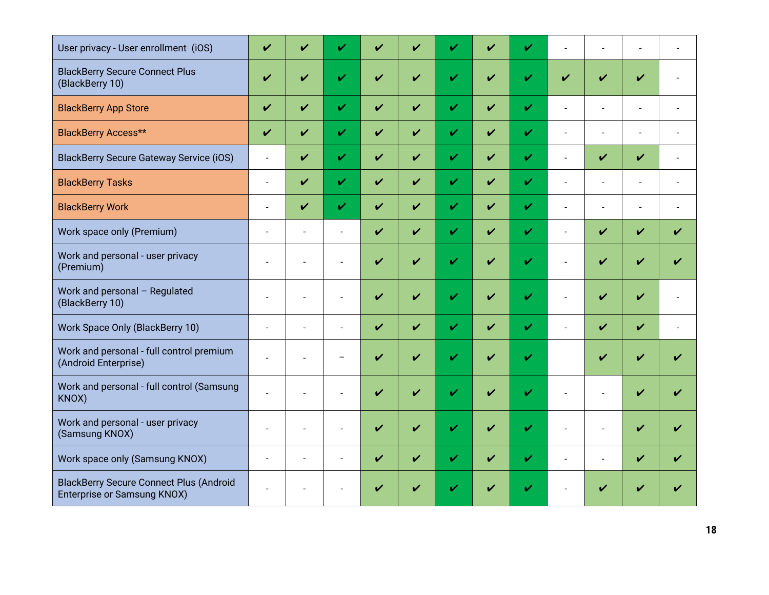| | | | | | | | | | | | | |
|---|---|---|---|---|---|---|---|---|---|---|---|---|
| User privacy - User enrollment (iOS) | ✔ | ✔ | ✔ | ✔ | ✔ | ✔ | ✔ | ✔ | - | - | - | - |
| BlackBerry Secure Connect Plus (BlackBerry 10) | ✔ | ✔ | ✔ | ✔ | ✔ | ✔ | ✔ | ✔ | ✔ | ✔ | ✔ | - |
| BlackBerry App Store | ✔ | ✔ | ✔ | ✔ | ✔ | ✔ | ✔ | ✔ | - | - | - | - |
| BlackBerry Access** | ✔ | ✔ | ✔ | ✔ | ✔ | ✔ | ✔ | ✔ | - | - | - | - |
| BlackBerry Secure Gateway Service (iOS) | - | ✔ | ✔ | ✔ | ✔ | ✔ | ✔ | ✔ | - | ✔ | ✔ | - |
| BlackBerry Tasks | - | ✔ | ✔ | ✔ | ✔ | ✔ | ✔ | ✔ | - | - | - | - |
| BlackBerry Work | - | ✔ | ✔ | ✔ | ✔ | ✔ | ✔ | ✔ | - | - | - | - |
| Work space only (Premium) | - | - | - | ✔ | ✔ | ✔ | ✔ | ✔ | - | ✔ | ✔ | ✔ |
| Work and personal - user privacy (Premium) | - | - | - | ✔ | ✔ | ✔ | ✔ | ✔ | - | ✔ | ✔ | ✔ |
| Work and personal – Regulated (BlackBerry 10) | - | - | - | ✔ | ✔ | ✔ | ✔ | ✔ | - | ✔ | ✔ | - |
| Work Space Only (BlackBerry 10) | - | - | - | ✔ | ✔ | ✔ | ✔ | ✔ | - | ✔ | ✔ | - |
| Work and personal - full control premium (Android Enterprise) | - | - | – | ✔ | ✔ | ✔ | ✔ | ✔ | | ✔ | ✔ | ✔ |
| Work and personal - full control (Samsung KNOX) | - | - | - | ✔ | ✔ | ✔ | ✔ | ✔ | - | - | ✔ | ✔ |
| Work and personal - user privacy (Samsung KNOX) | - | - | - | ✔ | ✔ | ✔ | ✔ | ✔ | - | - | ✔ | ✔ |
| Work space only (Samsung KNOX) | - | - | - | ✔ | ✔ | ✔ | ✔ | ✔ | - | - | ✔ | ✔ |
| BlackBerry Secure Connect Plus (Android Enterprise or Samsung KNOX) | - | - | - | ✔ | ✔ | ✔ | ✔ | ✔ | - | ✔ | ✔ | ✔ |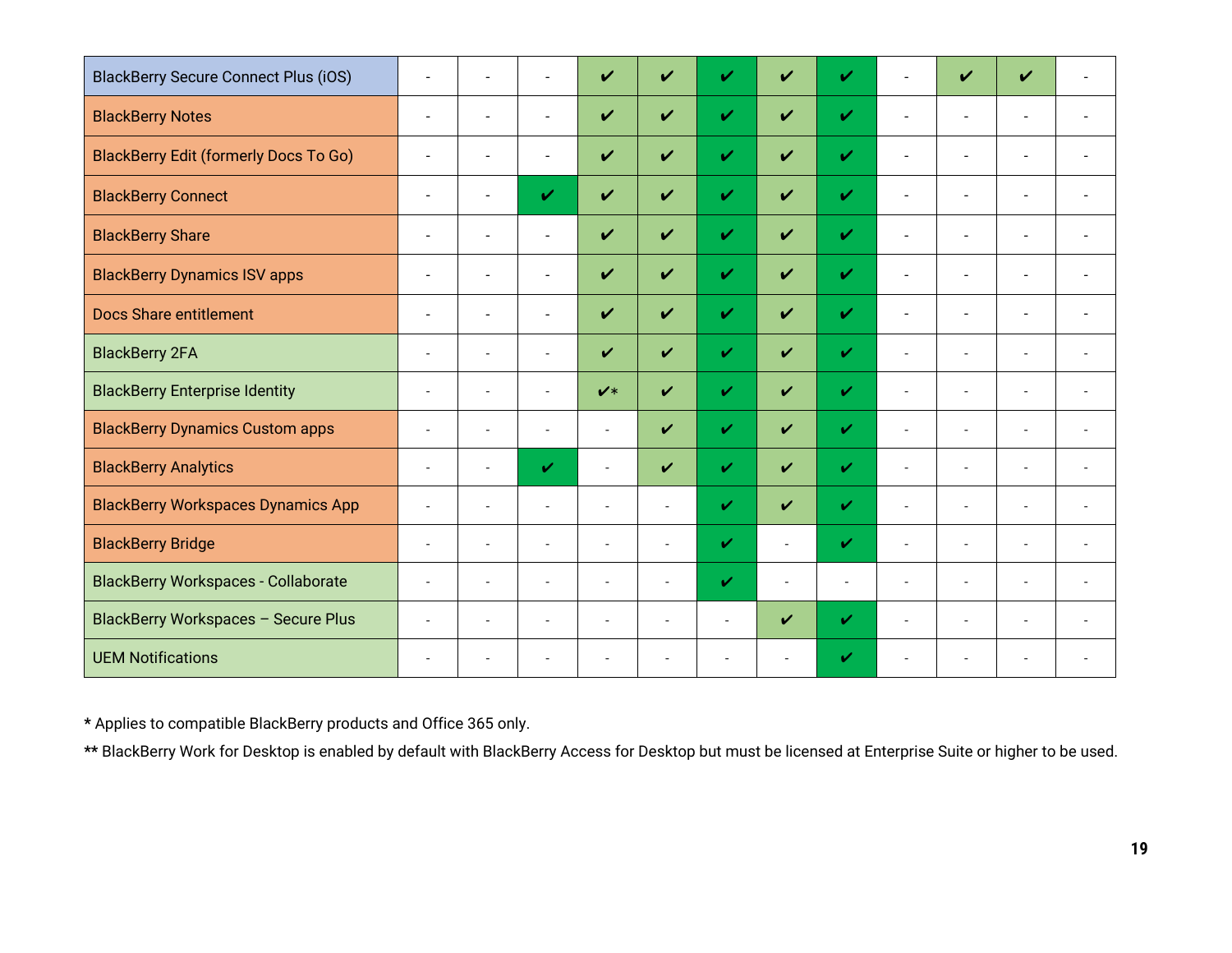| | | | | | | | | | | | | |
|---|---|---|---|---|---|---|---|---|---|---|---|---|
| BlackBerry Secure Connect Plus (iOS) | - | - | - | ✔ | ✔ | ✔ | ✔ | ✔ | - | ✔ | ✔ | - |
| BlackBerry Notes | - | - | - | ✔ | ✔ | ✔ | ✔ | ✔ | - | - | - | - |
| BlackBerry Edit (formerly Docs To Go) | - | - | - | ✔ | ✔ | ✔ | ✔ | ✔ | - | - | - | - |
| BlackBerry Connect | - | - | ✔ | ✔ | ✔ | ✔ | ✔ | ✔ | - | - | - | - |
| BlackBerry Share | - | - | - | ✔ | ✔ | ✔ | ✔ | ✔ | - | - | - | - |
| BlackBerry Dynamics ISV apps | - | - | - | ✔ | ✔ | ✔ | ✔ | ✔ | - | - | - | - |
| Docs Share entitlement | - | - | - | ✔ | ✔ | ✔ | ✔ | ✔ | - | - | - | - |
| BlackBerry 2FA | - | - | - | ✔ | ✔ | ✔ | ✔ | ✔ | - | - | - | - |
| BlackBerry Enterprise Identity | - | - | - | ✔* | ✔ | ✔ | ✔ | ✔ | - | - | - | - |
| BlackBerry Dynamics Custom apps | - | - | - | - | ✔ | ✔ | ✔ | ✔ | - | - | - | - |
| BlackBerry Analytics | - | - | ✔ | - | ✔ | ✔ | ✔ | ✔ | - | - | - | - |
| BlackBerry Workspaces Dynamics App | - | - | - | - | - | ✔ | ✔ | ✔ | - | - | - | - |
| BlackBerry Bridge | - | - | - | - | - | ✔ | - | ✔ | - | - | - | - |
| BlackBerry Workspaces - Collaborate | - | - | - | - | - | ✔ | - | - | - | - | - | - |
| BlackBerry Workspaces – Secure Plus | - | - | - | - | - | - | ✔ | ✔ | - | - | - | - |
| UEM Notifications | - | - | - | - | - | - | - | ✔ | - | - | - | - |

* Applies to compatible BlackBerry products and Office 365 only.

** BlackBerry Work for Desktop is enabled by default with BlackBerry Access for Desktop but must be licensed at Enterprise Suite or higher to be used.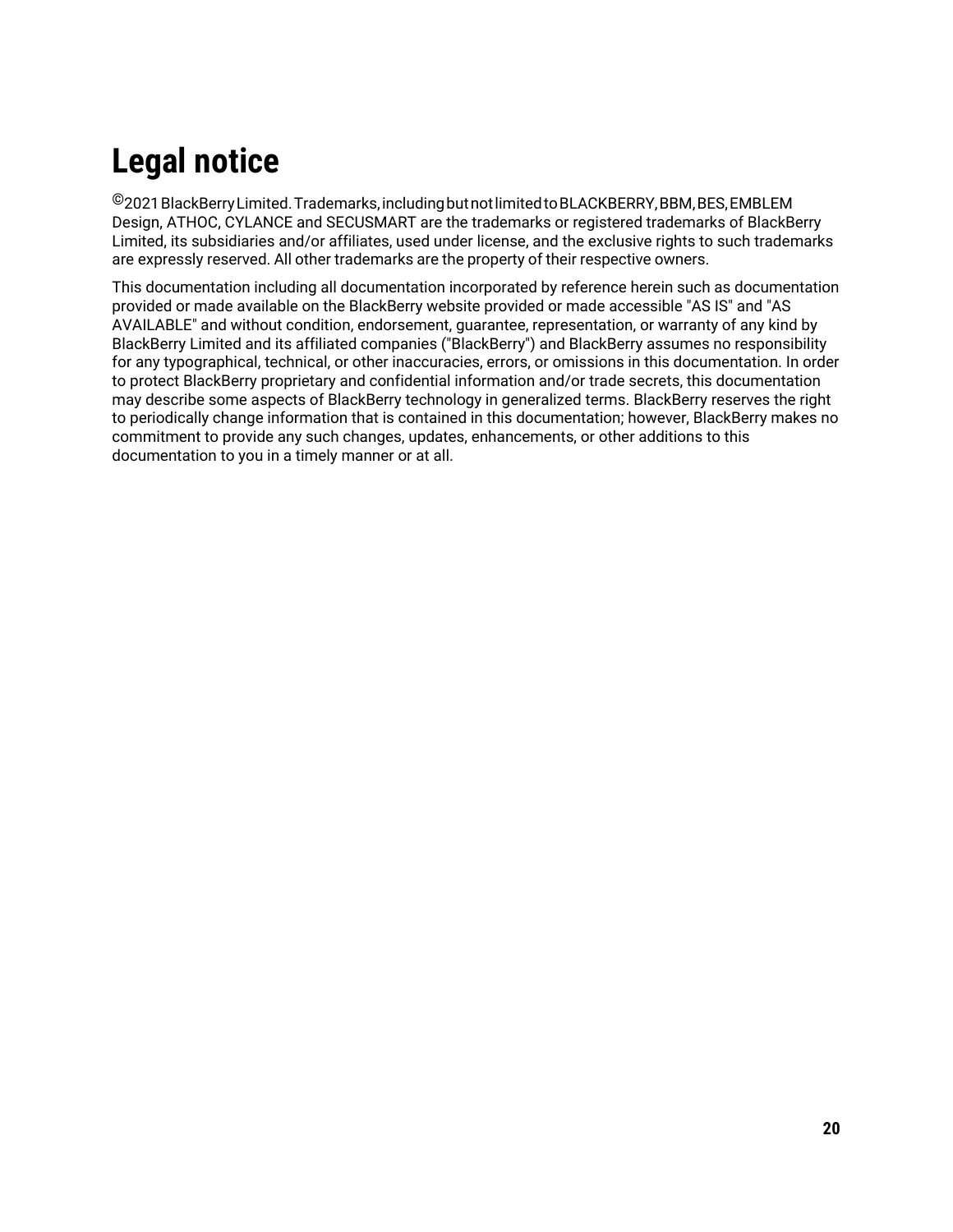# Legal notice

©2021 BlackBerry Limited. Trademarks, including but not limited to BLACKBERRY, BBM, BES, EMBLEM Design, ATHOC, CYLANCE and SECUSMART are the trademarks or registered trademarks of BlackBerry Limited, its subsidiaries and/or affiliates, used under license, and the exclusive rights to such trademarks are expressly reserved. All other trademarks are the property of their respective owners.

This documentation including all documentation incorporated by reference herein such as documentation provided or made available on the BlackBerry website provided or made accessible "AS IS" and "AS AVAILABLE" and without condition, endorsement, guarantee, representation, or warranty of any kind by BlackBerry Limited and its affiliated companies ("BlackBerry") and BlackBerry assumes no responsibility for any typographical, technical, or other inaccuracies, errors, or omissions in this documentation. In order to protect BlackBerry proprietary and confidential information and/or trade secrets, this documentation may describe some aspects of BlackBerry technology in generalized terms. BlackBerry reserves the right to periodically change information that is contained in this documentation; however, BlackBerry makes no commitment to provide any such changes, updates, enhancements, or other additions to this documentation to you in a timely manner or at all.